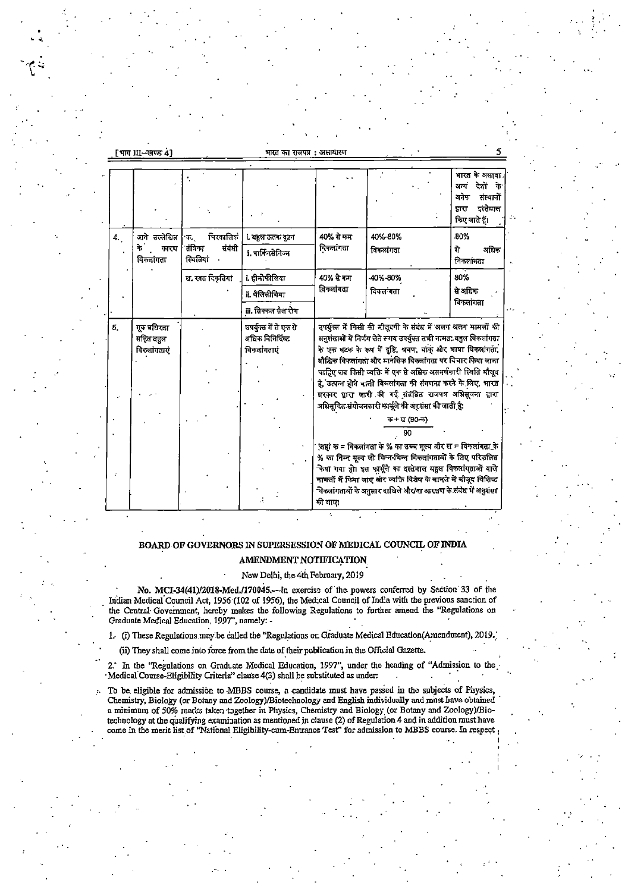| | | | | | | भारत के अलावा अन्य देशों के अनेक संस्थानों द्वारा इस्तेमाल किए जाते हैं। |
|---|---|---|---|---|---|---|
| 4. | आगे उल्लेखित के कारण विकलांगता | क. चिरकालिक तंत्रिका संबंधी स्थितियां | i. बहुल ऊतक दृढ़न<br>ii. पार्किंसनिज्म | 40% से कम विकलांगता | 40%-80% विकलांगता | 80% से अधिक विकलांगता |
| | | ख. रक्त विकृतियां | i. हीमोफीलिया<br>ii. थैलिसीमिया<br>iii. सिकल सैल रोग | 40% से कम विकलांगता | 40%-80% विकलांगता | 80% से अधिक विकलांगता |
| 5. | मूक बधिरता सहित बहुल विकलांगताएं | | उपर्युक्त में से एक से अधिक विनिर्दिष्ट विकलांगताएं | उपर्युक्त में किसी की मौजूदगी के संबंध में अलग अलग मामलों की अनुशंसाओं में निर्णय लेते समय उपर्युक्त सभी नामतः बहुल विकलांगता के एक घटक के रूप में दृष्टि, श्रवण, वाक् और भाषा विकलांगता, बौद्धिक विकलांगता और मानसिक विकलांगता पर विचार किया जाना चाहिए जब किसी व्यक्ति में एक से अधिक असमर्थकारी स्थिति मौजूद है, उत्पन्न होने वाली विकलांगता की संगणना करने के लिए, भारत सरकार द्वारा जारी की गई संबंधित राजपत्र अधिसूचना द्वारा अधिसूचित संयोजनकारी फार्मूले की अनुशंसा की जाती है: $\frac{क + ख (90-क)}{90}$ जहां क = विकलांगता के % का उच्च मूल्य और ख = विकलांगता के % का निम्न मूल्य जो भिन्न-भिन्न विकलांगताओं के लिए परिकलित किया गया हो। इस फार्मूले का इस्तेमाल बहुल विकलांगताओं वाले मामलों में किया जाए और व्यक्ति विशेष के मामले में मौजूद विशिष्ट विकलांगताओं के अनुसार दाखिले और/या आरक्षण के संबंध में अनुशंसा की जाए। | | |

## BOARD OF GOVERNORS IN SUPERSESSION OF MEDICAL COUNCIL OF INDIA

### AMENDMENT NOTIFICATION

New Delhi, the 4th February, 2019

**No. MCI-34(41)/2018-Med./170045.**—In exercise of the powers conferred by Section 33 of the Indian Medical Council Act, 1956 (102 of 1956), the Medical Council of India with the previous sanction of the Central Government, hereby makes the following Regulations to further amend the "Regulations on Graduate Medical Education, 1997", namely: -

1. (i) These Regulations may be called the "Regulations on Graduate Medical Education(Amendment), 2019.

   (ii) They shall come into force from the date of their publication in the Official Gazette.

2. In the "Regulations on Graduate Medical Education, 1997", under the heading of "Admission to the Medical Course-Eligibility Criteria" clause 4(3) shall be substituted as under:

To be eligible for admission to MBBS course, a candidate must have passed in the subjects of Physics, Chemistry, Biology (or Botany and Zoology)/Biotechnology and English individually and must have obtained a minimum of 50% marks taken together in Physics, Chemistry and Biology (or Botany and Zoology)/Biotechnology at the qualifying examination as mentioned in clause (2) of Regulation 4 and in addition must have come in the merit list of "National Eligibility-cum-Entrance Test" for admission to MBBS course. In respect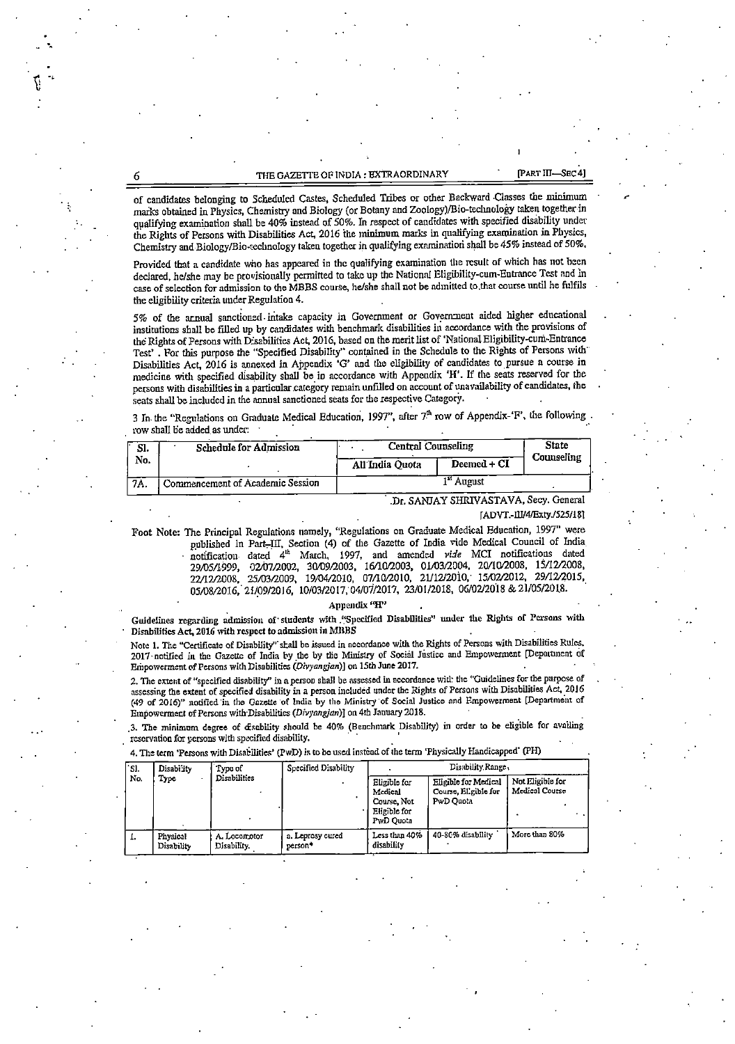of candidates belonging to Scheduled Castes, Scheduled Tribes or other Backward Classes the minimum marks obtained in Physics, Chemistry and Biology (or Botany and Zoology)/Bio-technology taken together in qualifying examination shall be 40% instead of 50%. In respect of candidates with specified disability under the Rights of Persons with Disabilities Act, 2016 the minimum marks in qualifying examination in Physics, Chemistry and Biology/Bio-technology taken together in qualifying examination shall be 45% instead of 50%.

Provided that a candidate who has appeared in the qualifying examination the result of which has not been declared, he/she may be provisionally permitted to take up the National Eligibility-cum-Entrance Test and in case of selection for admission to the MBBS course, he/she shall not be admitted to that course until he fulfils the eligibility criteria under Regulation 4.

5% of the annual sanctioned intake capacity in Government or Government aided higher educational institutions shall be filled up by candidates with benchmark disabilities in accordance with the provisions of the Rights of Persons with Disabilities Act, 2016, based on the merit list of 'National Eligibility-cum-Entrance Test'. For this purpose the "Specified Disability" contained in the Schedule to the Rights of Persons with Disabilities Act, 2016 is annexed in Appendix 'G' and the eligibility of candidates to pursue a course in medicine with specified disability shall be in accordance with Appendix 'H'. If the seats reserved for the persons with disabilities in a particular category remain unfilled on account of unavailability of candidates, the seats shall be included in the annual sanctioned seats for the respective Category.

3 In the "Regulations on Graduate Medical Education, 1997", after 7th row of Appendix-'F', the following row shall be added as under:

| Sl. No. | Schedule for Admission | Central Counseling | | State Counseling |
|---|---|---|---|---|
| | | All India Quota | Deemed + CI | |
| 7A. | Commencement of Academic Session | 1st August | | |

Dr. SANJAY SHRIVASTAVA, Secy. General

[ADVT.-III/4/Exty./525/18]

Foot Note: The Principal Regulations namely, "Regulations on Graduate Medical Education, 1997" were published in Part-III, Section (4) of the Gazette of India vide Medical Council of India notification dated 4th March, 1997, and amended *vide* MCI notifications dated 29/05/1999, 02/07/2002, 30/09/2003, 16/10/2003, 01/03/2004, 20/10/2008, 15/12/2008, 22/12/2008, 25/03/2009, 19/04/2010, 07/10/2010, 21/12/2010, 15/02/2012, 29/12/2015, 05/08/2016, 21/09/2016, 10/03/2017, 04/07/2017, 23/01/2018, 06/02/2018 & 21/05/2018.

## Appendix "H"

**Guidelines regarding admission of students with "Specified Disabilities" under the Rights of Persons with Disabilities Act, 2016 with respect to admission in MBBS**

Note 1. The "Certificate of Disability" shall be issued in accordance with the Rights of Persons with Disabilities Rules, 2017 notified in the Gazette of India by the by the Ministry of Social Justice and Empowerment [Department of Empowerment of Persons with Disabilities (*Divyangjan*)] on 15th June 2017.

2. The extent of "specified disability" in a person shall be assessed in accordance with the "Guidelines for the purpose of assessing the extent of specified disability in a person included under the Rights of Persons with Disabilities Act, 2016 (49 of 2016)" notified in the Gazette of India by the Ministry of Social Justice and Empowerment [Department of Empowerment of Persons with Disabilities (*Divyangjan*)] on 4th January 2018.

3. The minimum degree of disability should be 40% (Benchmark Disability) in order to be eligible for availing reservation for persons with specified disability.

4. The term 'Persons with Disabilities' (PwD) is to be used instead of the term 'Physically Handicapped' (PH)

| Sl. No. | Disability Type | Type of Disabilities | Specified Disability | Disability Range | | |
|---|---|---|---|---|---|---|
| | | | | Eligible for Medical Course, Not Eligible for PwD Quota | Eligible for Medical Course, Eligible for PwD Quota | Not Eligible for Medical Course |
| 1. | Physical Disability | A. Locomotor Disability. | a. Leprosy cured person* | Less than 40% disability | 40-80% disability | More than 80% |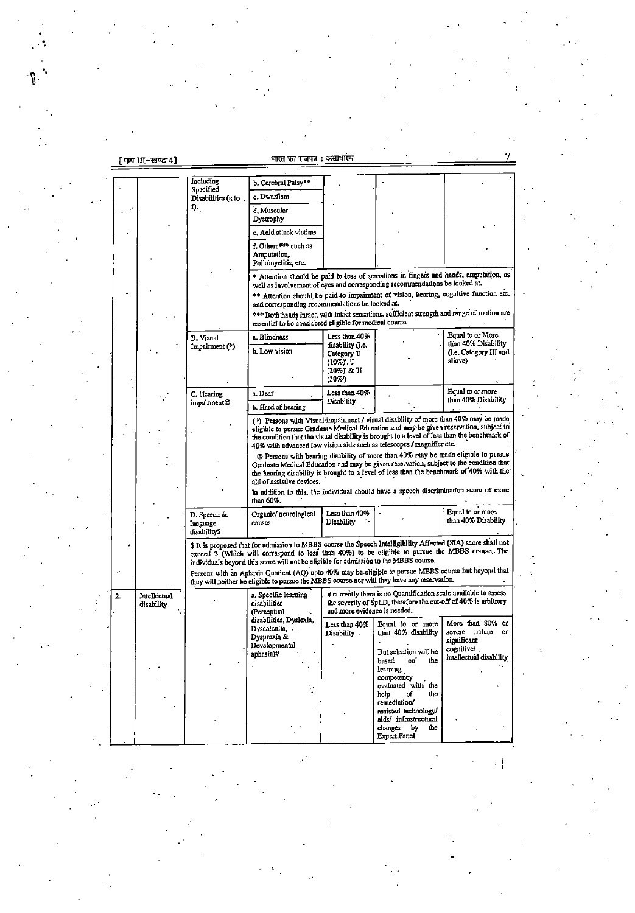| | | | | | | |
|---|---|---|---|---|---|---|
| | | including Specified Disabilities (a to f). | b. Cerebral Palsy** | | | |
| | | | c. Dwarfism | | | |
| | | | d. Muscular Dystrophy | | | |
| | | | e. Acid attack victims | | | |
| | | | f. Others*** such as Amputation, Poliomyelitis, etc. | | | |
| | | | * Attention should be paid to loss of sensations in fingers and hands, amputation, as well as involvement of eyes and corresponding recommendations be looked at. ** Attention should be paid to impairment of vision, hearing, cognitive function etc, and corresponding recommendations be looked at. *** Both hands intact, with intact sensations, sufficient strength and range of motion are essential to be considered eligible for medical course | | | |
| | | B. Visual Impairment (*) | a. Blindness | Less than 40% disability (i.e. Category '0 (10%)', 'I (20%)' & 'II (30%)') | | Equal to or More than 40% Disability (i.e. Category III and above) |
| | | | b. Low vision | | - | |
| | | C. Hearing impairment@ | a. Deaf | Less than 40% Disability | | Equal to or more than 40% Disability |
| | | | b. Hard of hearing | | - | |
| | | | (*) Persons with Visual impairment / visual disability of more than 40% may be made eligible to pursue Graduate Medical Education and may be given reservation, subject to the condition that the visual disability is brought to a level of less than the benchmark of 40% with advanced low vision aids such as telescopes / magnifier etc. @ Persons with hearing disability of more than 40% may be made eligible to pursue Graduate Medical Education and may be given reservation, subject to the condition that the hearing disability is brought to a level of less than the benchmark of 40% with the aid of assistive devices. In addition to this, the individual should have a speech discrimination score of more than 60%. | | | |
| | | D. Speech & language disability$ | Organic/ neurological causes | Less than 40% Disability | - | Equal to or more than 40% Disability |
| | | $ It is proposed that for admission to MBBS course the Speech Intelligibility Affected (SIA) score shall not exceed 3 (Which will correspond to less than 40%) to be eligible to pursue the MBBS course. The individuals beyond this score will not be eligible for admission to the MBBS course. Persons with an Aphasia Quotient (AQ) upto 40% may be eligible to pursue MBBS course but beyond that they will neither be eligible to pursue the MBBS course nor will they have any reservation. | | | | |
| 2. | Intellectual disability | | a. Specific learning disabilities (Perceptual disabilities, Dyslexia, Dyscalculia, Dyspraxia & Developmental aphasia)# | # currently there is no Quantification scale available to assess the severity of SpLD, therefore the cut-off of 40% is arbitrary and more evidence is needed. | | |
| | | | | Less than 40% Disability | Equal to or more than 40% disability - But selection will be based on the learning competency evaluated with the help of the remediation/ assisted technology/ aids/ infrastructural changes by the Expert Panel | More than 80% or severe nature or significant cognitive/ intellectual disability |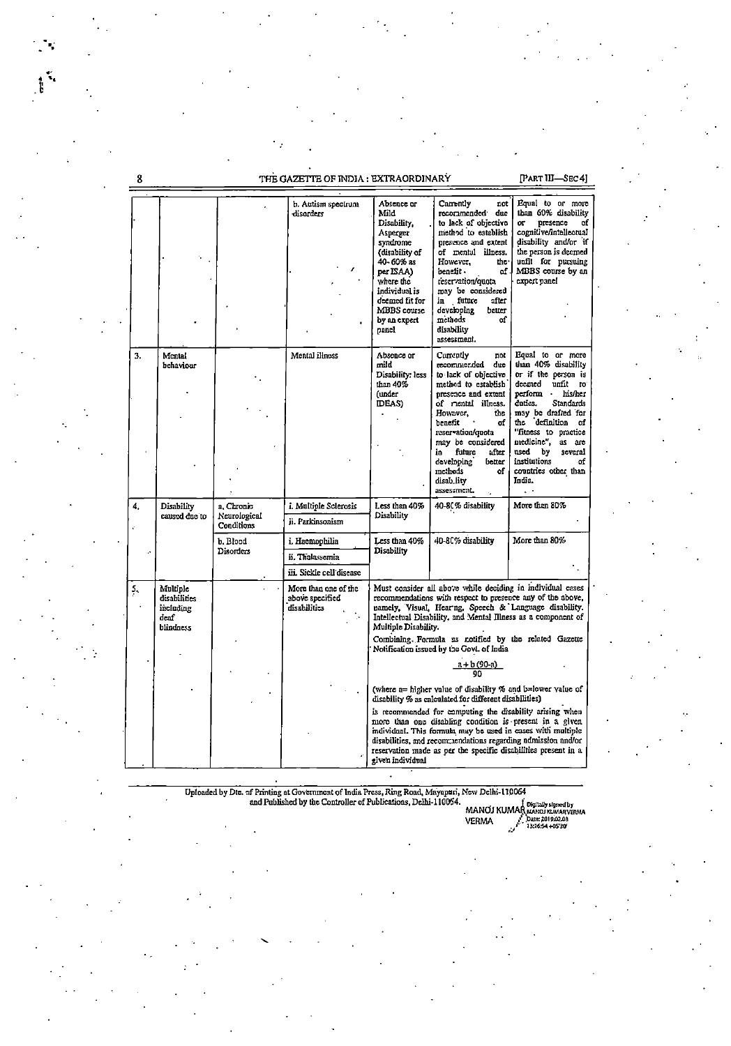| | | | | | | |
|---|---|---|---|---|---|---|
| | | | b. Autism spectrum disorders | Absence or Mild Disability, Asperger syndrome (disability of 40-60% as per ISAA) where the individual is deemed fit for MBBS course by an expert panel | Currently not recommended due to lack of objective method to establish presence and extent of mental illness. However, the benefit of reservation/quota may be considered in future after developing better methods of disability assessment. | Equal to or more than 60% disability or presence of cognitive/intellectual disability and/or if the person is deemed unfit for pursuing MBBS course by an expert panel |
| 3. | Mental behaviour | | Mental illness | Absence or mild Disability: less than 40% (under IDEAS) | Currently not recommended due to lack of objective method to establish presence and extent of mental illness. However, the benefit of reservation/quota may be considered in future after developing better methods of disability assessment. | Equal to or more than 40% disability or if the person is deemed unfit to perform his/her duties. Standards may be drafted for the definition of "fitness to practice medicine", as are used by several institutions of countries other than India. |
| 4. | Disability caused due to | a. Chronic Neurological Conditions | i. Multiple Sclerosis<br>ii. Parkinsonism | Less than 40% Disability | 40-80% disability | More than 80% |
| | | b. Blood Disorders | i. Haemophilia<br>ii. Thalassemia<br>iii. Sickle cell disease | Less than 40% Disability | 40-80% disability | More than 80% |
| 5. | Multiple disabilities including deaf blindness | | More than one of the above specified disabilities | Must consider all above while deciding in individual cases recommendations with respect to presence any of the above, namely, Visual, Hearing, Speech & Language disability, Intellectual Disability, and Mental Illness as a component of Multiple Disability.<br><br>Combining Formula as notified by the related Gazette Notification issued by the Govt. of India<br><br>$\frac{a+b(90-a)}{90}$<br><br>(where a= higher value of disability % and b=lower value of disability % as calculated for different disabilities)<br><br>is recommended for computing the disability arising when more than one disabling condition is present in a given individual. This formula may be used in cases with multiple disabilities, and recommendations regarding admission and/or reservation made as per the specific disabilities present in a given individual | | |

Uploaded by Dte. of Printing at Government of India Press, Ring Road, Mayapuri, New Delhi-110064 and Published by the Controller of Publications, Delhi-110054.

MANOJ KUMAR VERMA